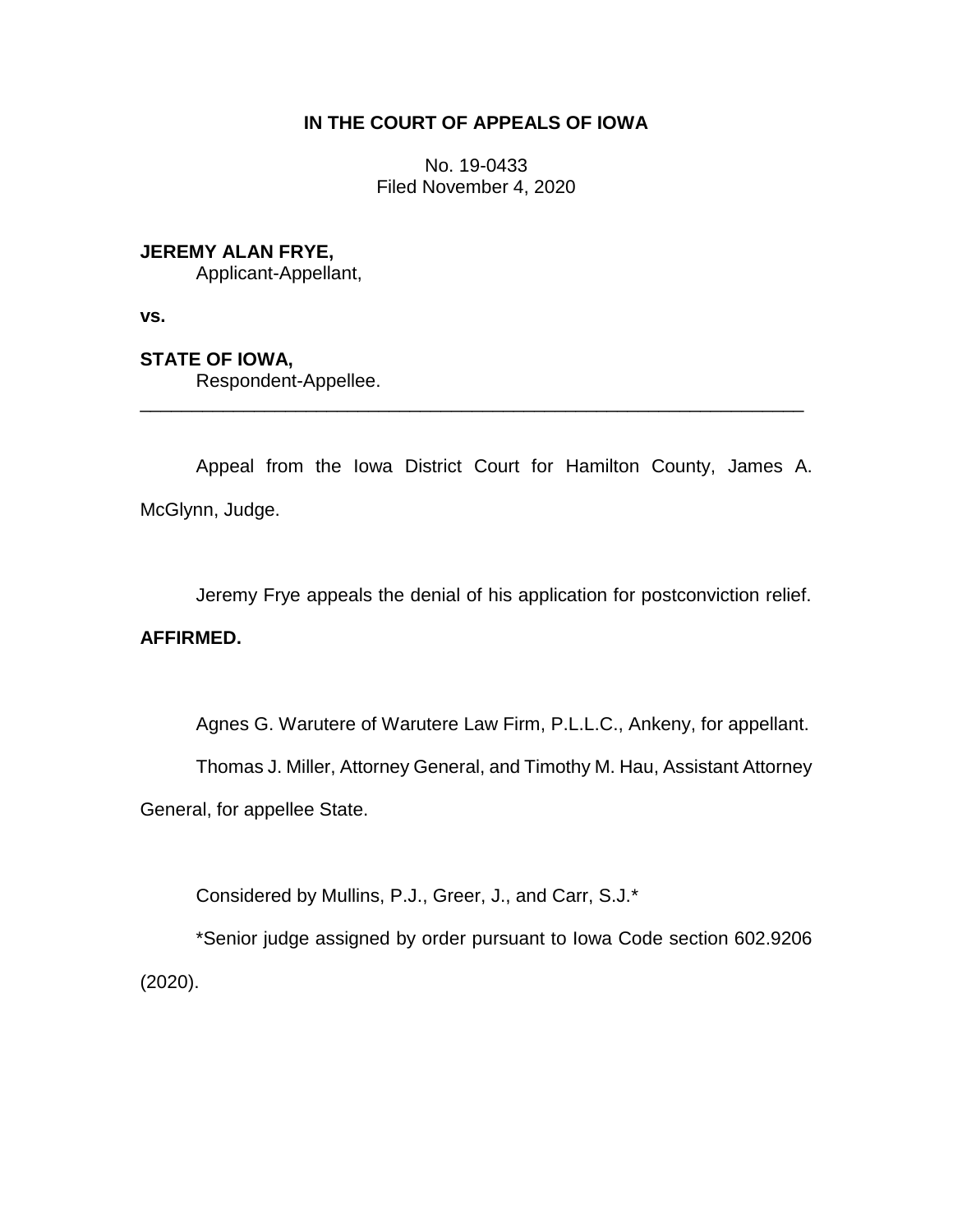**IN THE COURT OF APPEALS OF IOWA**

No. 19-0433
Filed November 4, 2020

**JEREMY ALAN FRYE,**
Applicant-Appellant,

**vs.**

**STATE OF IOWA,**
Respondent-Appellee.

---

Appeal from the Iowa District Court for Hamilton County, James A. McGlynn, Judge.

Jeremy Frye appeals the denial of his application for postconviction relief. **AFFIRMED.**

Agnes G. Warutere of Warutere Law Firm, P.L.L.C., Ankeny, for appellant.

Thomas J. Miller, Attorney General, and Timothy M. Hau, Assistant Attorney General, for appellee State.

Considered by Mullins, P.J., Greer, J., and Carr, S.J.*

*Senior judge assigned by order pursuant to Iowa Code section 602.9206 (2020).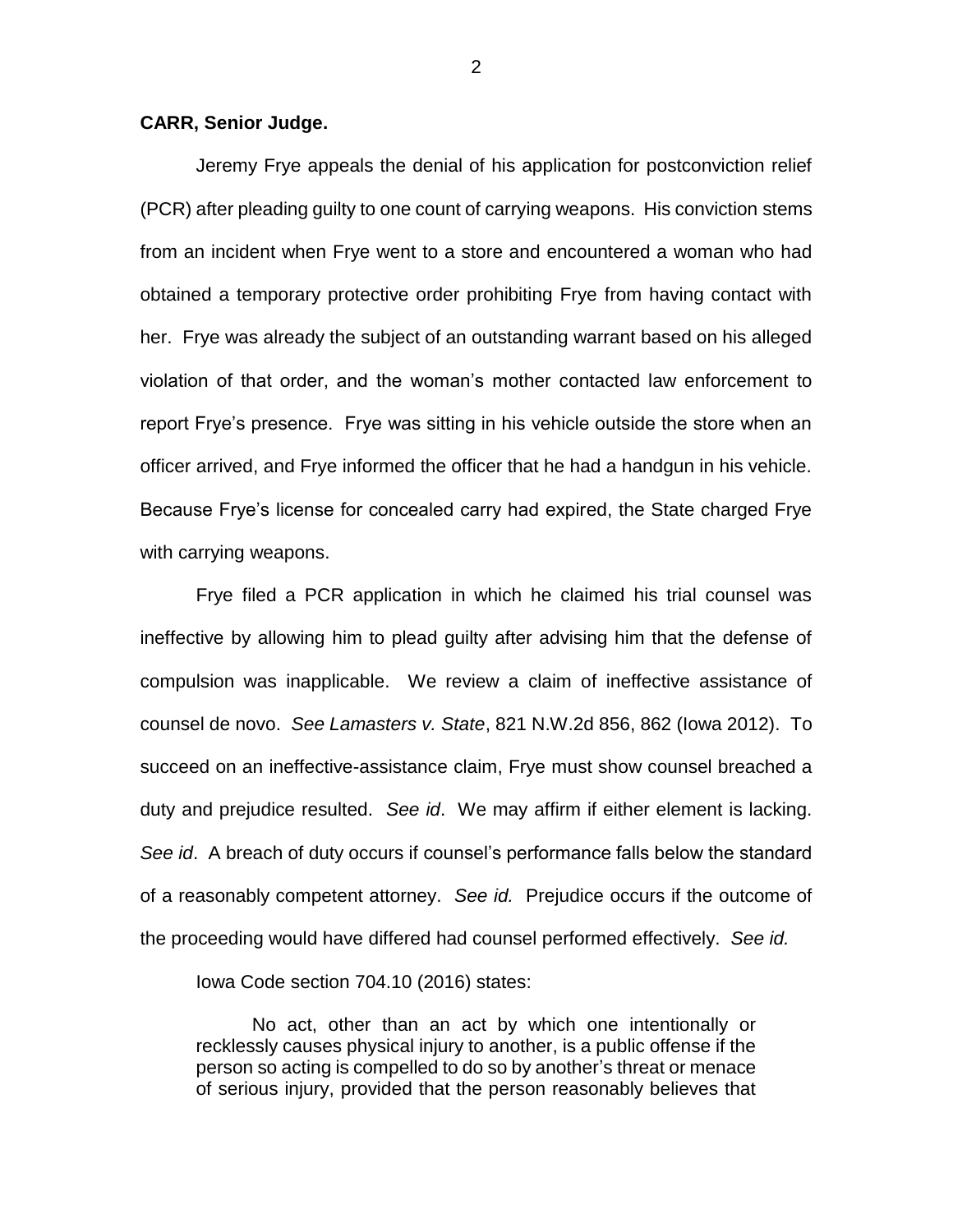**CARR, Senior Judge.**

Jeremy Frye appeals the denial of his application for postconviction relief (PCR) after pleading guilty to one count of carrying weapons. His conviction stems from an incident when Frye went to a store and encountered a woman who had obtained a temporary protective order prohibiting Frye from having contact with her. Frye was already the subject of an outstanding warrant based on his alleged violation of that order, and the woman's mother contacted law enforcement to report Frye's presence. Frye was sitting in his vehicle outside the store when an officer arrived, and Frye informed the officer that he had a handgun in his vehicle. Because Frye's license for concealed carry had expired, the State charged Frye with carrying weapons.

Frye filed a PCR application in which he claimed his trial counsel was ineffective by allowing him to plead guilty after advising him that the defense of compulsion was inapplicable. We review a claim of ineffective assistance of counsel de novo. *See Lamasters v. State*, 821 N.W.2d 856, 862 (Iowa 2012). To succeed on an ineffective-assistance claim, Frye must show counsel breached a duty and prejudice resulted. *See id*. We may affirm if either element is lacking. *See id*. A breach of duty occurs if counsel's performance falls below the standard of a reasonably competent attorney. *See id.* Prejudice occurs if the outcome of the proceeding would have differed had counsel performed effectively. *See id.*

Iowa Code section 704.10 (2016) states:

> No act, other than an act by which one intentionally or recklessly causes physical injury to another, is a public offense if the person so acting is compelled to do so by another's threat or menace of serious injury, provided that the person reasonably believes that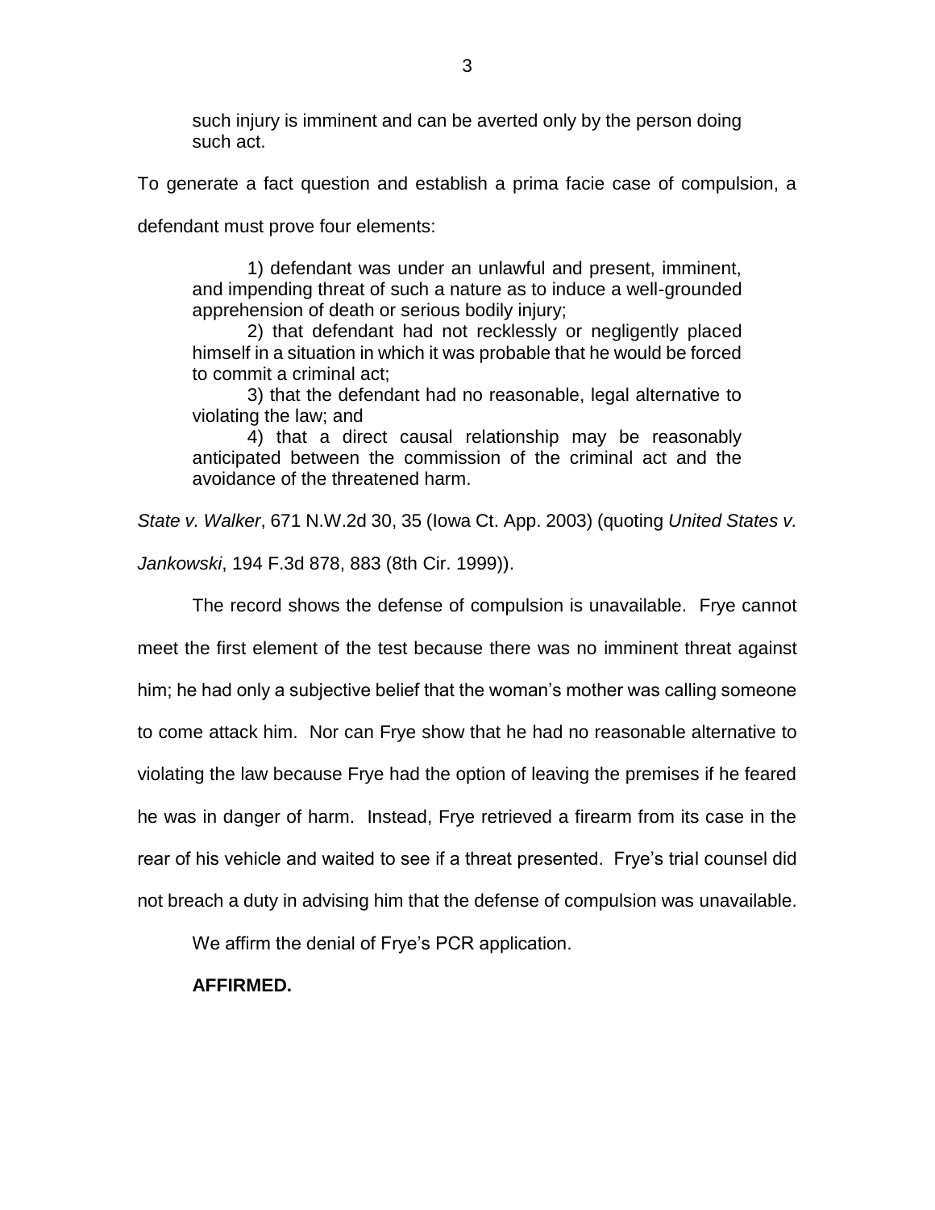> such injury is imminent and can be averted only by the person doing such act.

To generate a fact question and establish a prima facie case of compulsion, a defendant must prove four elements:

> 1) defendant was under an unlawful and present, imminent, and impending threat of such a nature as to induce a well-grounded apprehension of death or serious bodily injury;
>
> 2) that defendant had not recklessly or negligently placed himself in a situation in which it was probable that he would be forced to commit a criminal act;
>
> 3) that the defendant had no reasonable, legal alternative to violating the law; and
>
> 4) that a direct causal relationship may be reasonably anticipated between the commission of the criminal act and the avoidance of the threatened harm.

*State v. Walker*, 671 N.W.2d 30, 35 (Iowa Ct. App. 2003) (quoting *United States v. Jankowski*, 194 F.3d 878, 883 (8th Cir. 1999)).

The record shows the defense of compulsion is unavailable. Frye cannot meet the first element of the test because there was no imminent threat against him; he had only a subjective belief that the woman's mother was calling someone to come attack him. Nor can Frye show that he had no reasonable alternative to violating the law because Frye had the option of leaving the premises if he feared he was in danger of harm. Instead, Frye retrieved a firearm from its case in the rear of his vehicle and waited to see if a threat presented. Frye's trial counsel did not breach a duty in advising him that the defense of compulsion was unavailable.

We affirm the denial of Frye's PCR application.

**AFFIRMED.**